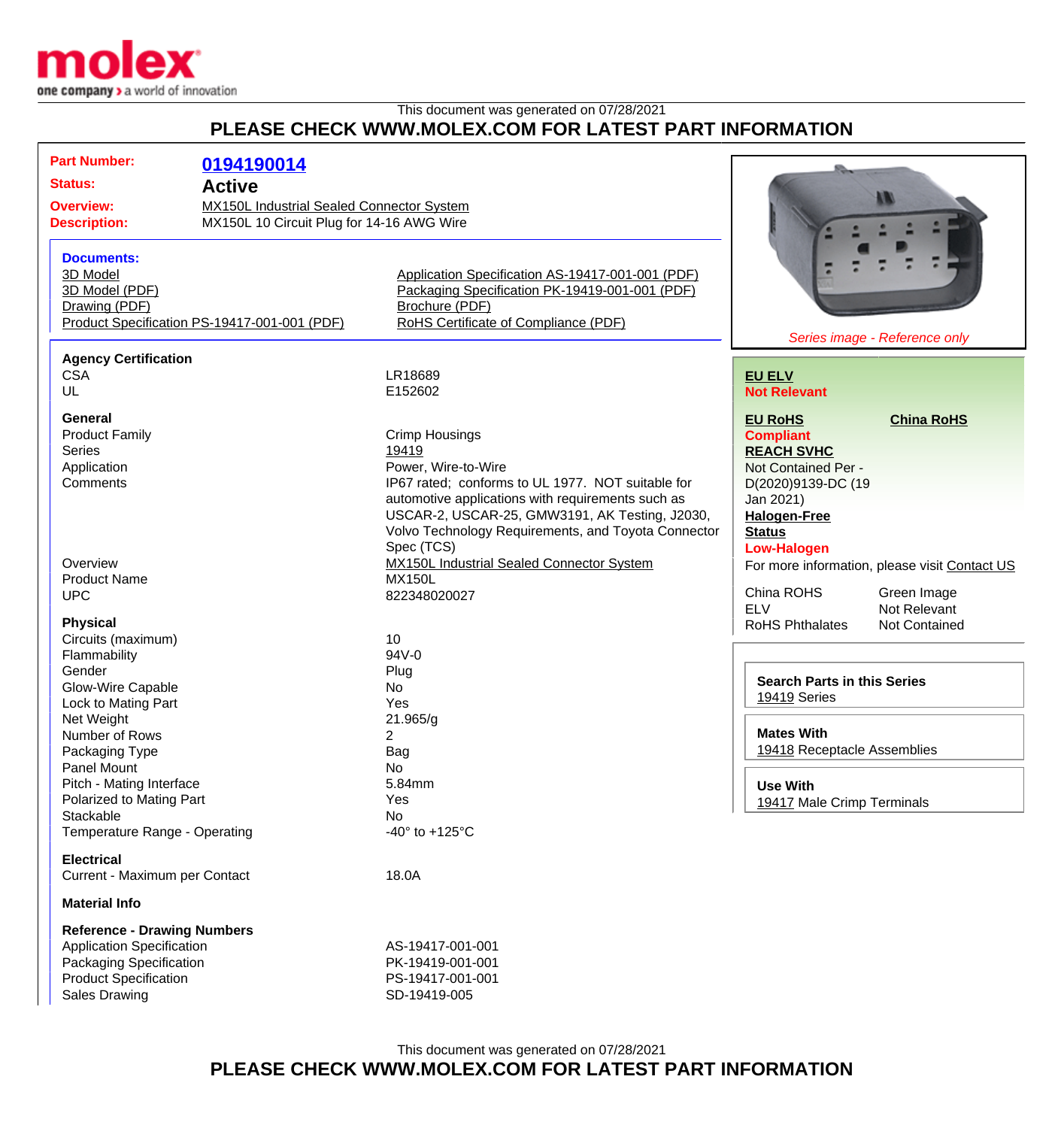This document was generated on 07/28/2021

# PLEASE CHECK WWW.MOLEX.COM FOR LATEST PART INFORMATION

**Part Number:** 0194190014
**Status:** Active
**Overview:** MX150L Industrial Sealed Connector System
**Description:** MX150L 10 Circuit Plug for 14-16 AWG Wire

**Documents:**

- 3D Model
- 3D Model (PDF)
- Drawing (PDF)
- Product Specification PS-19417-001-001 (PDF)
- Application Specification AS-19417-001-001 (PDF)
- Packaging Specification PK-19419-001-001 (PDF)
- Brochure (PDF)
- RoHS Certificate of Compliance (PDF)

*Series image - Reference only*

**EU ELV**
**Not Relevant**

**EU RoHS** — **Compliant**
**China RoHS**

**REACH SVHC**
Not Contained Per - D(2020)9139-DC (19 Jan 2021)

**Halogen-Free Status**
**Low-Halogen**

For more information, please visit Contact US

| | |
|---|---|
| China ROHS | Green Image |
| ELV | Not Relevant |
| RoHS Phthalates | Not Contained |

**Search Parts in this Series**
19419 Series

**Mates With**
19418 Receptacle Assemblies

**Use With**
19417 Male Crimp Terminals

### Agency Certification

| | |
|---|---|
| CSA | LR18689 |
| UL | E152602 |

### General

| | |
|---|---|
| Product Family | Crimp Housings |
| Series | 19419 |
| Application | Power, Wire-to-Wire |
| Comments | IP67 rated; conforms to UL 1977. NOT suitable for automotive applications with requirements such as USCAR-2, USCAR-25, GMW3191, AK Testing, J2030, Volvo Technology Requirements, and Toyota Connector Spec (TCS) |
| Overview | MX150L Industrial Sealed Connector System |
| Product Name | MX150L |
| UPC | 822348020027 |

### Physical

| | |
|---|---|
| Circuits (maximum) | 10 |
| Flammability | 94V-0 |
| Gender | Plug |
| Glow-Wire Capable | No |
| Lock to Mating Part | Yes |
| Net Weight | 21.965/g |
| Number of Rows | 2 |
| Packaging Type | Bag |
| Panel Mount | No |
| Pitch - Mating Interface | 5.84mm |
| Polarized to Mating Part | Yes |
| Stackable | No |
| Temperature Range - Operating | -40° to +125°C |

### Electrical

| | |
|---|---|
| Current - Maximum per Contact | 18.0A |

### Material Info

### Reference - Drawing Numbers

| | |
|---|---|
| Application Specification | AS-19417-001-001 |
| Packaging Specification | PK-19419-001-001 |
| Product Specification | PS-19417-001-001 |
| Sales Drawing | SD-19419-005 |

This document was generated on 07/28/2021

# PLEASE CHECK WWW.MOLEX.COM FOR LATEST PART INFORMATION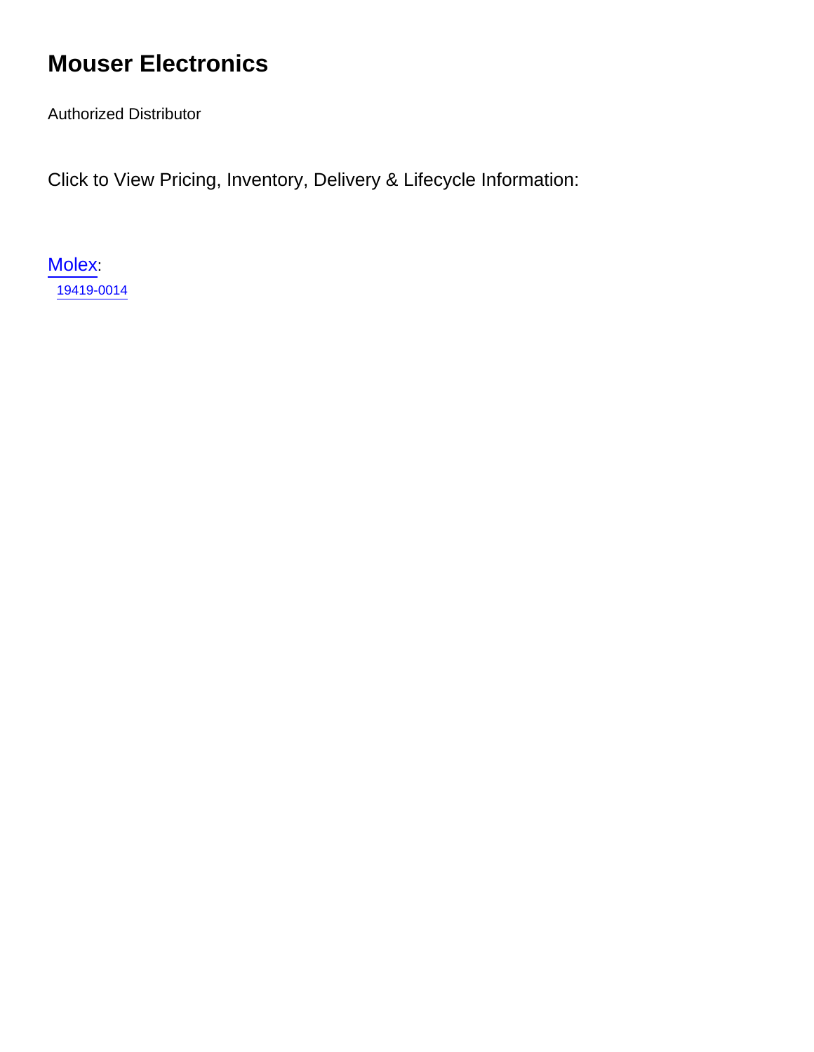# Mouser Electronics

Authorized Distributor

Click to View Pricing, Inventory, Delivery & Lifecycle Information:

Molex:

19419-0014